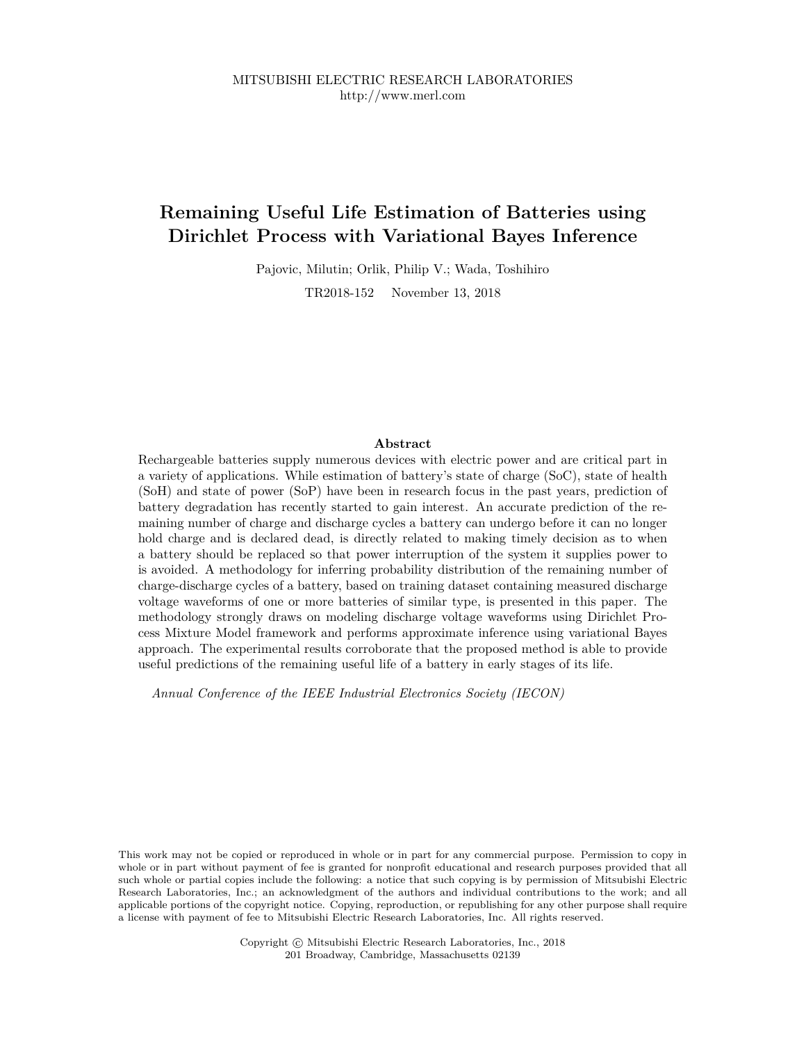MITSUBISHI ELECTRIC RESEARCH LABORATORIES
http://www.merl.com

# Remaining Useful Life Estimation of Batteries using Dirichlet Process with Variational Bayes Inference

Pajovic, Milutin; Orlik, Philip V.; Wada, Toshihiro

TR2018-152 November 13, 2018

### Abstract

Rechargeable batteries supply numerous devices with electric power and are critical part in a variety of applications. While estimation of battery's state of charge (SoC), state of health (SoH) and state of power (SoP) have been in research focus in the past years, prediction of battery degradation has recently started to gain interest. An accurate prediction of the remaining number of charge and discharge cycles a battery can undergo before it can no longer hold charge and is declared dead, is directly related to making timely decision as to when a battery should be replaced so that power interruption of the system it supplies power to is avoided. A methodology for inferring probability distribution of the remaining number of charge-discharge cycles of a battery, based on training dataset containing measured discharge voltage waveforms of one or more batteries of similar type, is presented in this paper. The methodology strongly draws on modeling discharge voltage waveforms using Dirichlet Process Mixture Model framework and performs approximate inference using variational Bayes approach. The experimental results corroborate that the proposed method is able to provide useful predictions of the remaining useful life of a battery in early stages of its life.

*Annual Conference of the IEEE Industrial Electronics Society (IECON)*

This work may not be copied or reproduced in whole or in part for any commercial purpose. Permission to copy in whole or in part without payment of fee is granted for nonprofit educational and research purposes provided that all such whole or partial copies include the following: a notice that such copying is by permission of Mitsubishi Electric Research Laboratories, Inc.; an acknowledgment of the authors and individual contributions to the work; and all applicable portions of the copyright notice. Copying, reproduction, or republishing for any other purpose shall require a license with payment of fee to Mitsubishi Electric Research Laboratories, Inc. All rights reserved.

Copyright © Mitsubishi Electric Research Laboratories, Inc., 2018
201 Broadway, Cambridge, Massachusetts 02139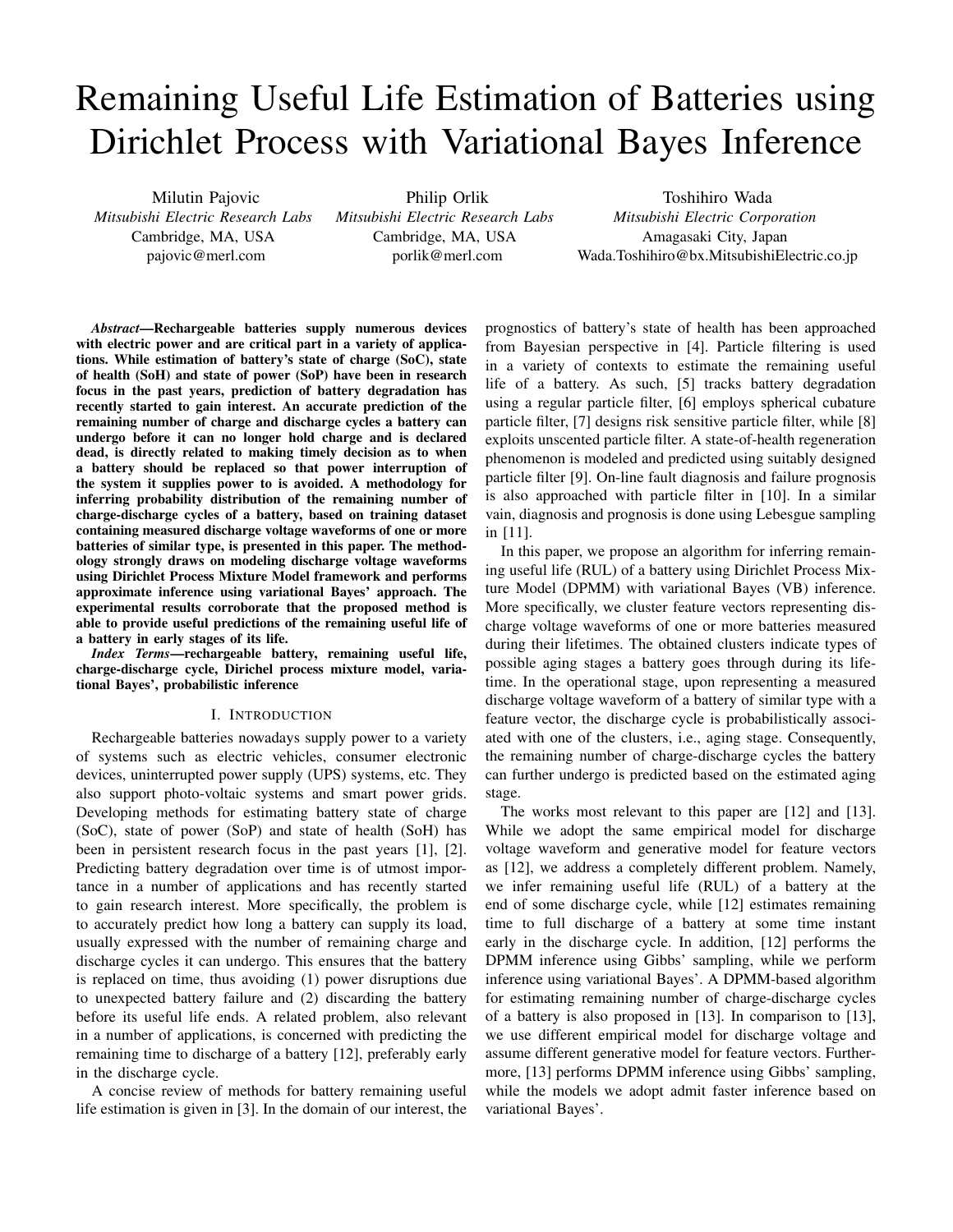// Remaining Useful Life Estimation of Batteries using Dirichlet Process with Variational Bayes Inference

Milutin Pajovic
*Mitsubishi Electric Research Labs*
Cambridge, MA, USA
pajovic@merl.com

Philip Orlik
*Mitsubishi Electric Research Labs*
Cambridge, MA, USA
porlik@merl.com

Toshihiro Wada
*Mitsubishi Electric Corporation*
Amagasaki City, Japan
Wada.Toshihiro@bx.MitsubishiElectric.co.jp

***Abstract*—Rechargeable batteries supply numerous devices with electric power and are critical part in a variety of applications. While estimation of battery's state of charge (SoC), state of health (SoH) and state of power (SoP) have been in research focus in the past years, prediction of battery degradation has recently started to gain interest. An accurate prediction of the remaining number of charge and discharge cycles a battery can undergo before it can no longer hold charge and is declared dead, is directly related to making timely decision as to when a battery should be replaced so that power interruption of the system it supplies power to is avoided. A methodology for inferring probability distribution of the remaining number of charge-discharge cycles of a battery, based on training dataset containing measured discharge voltage waveforms of one or more batteries of similar type, is presented in this paper. The methodology strongly draws on modeling discharge voltage waveforms using Dirichlet Process Mixture Model framework and performs approximate inference using variational Bayes' approach. The experimental results corroborate that the proposed method is able to provide useful predictions of the remaining useful life of a battery in early stages of its life.**

***Index Terms*—rechargeable battery, remaining useful life, charge-discharge cycle, Dirichel process mixture model, variational Bayes', probabilistic inference**

## I. Introduction

Rechargeable batteries nowadays supply power to a variety of systems such as electric vehicles, consumer electronic devices, uninterrupted power supply (UPS) systems, etc. They also support photo-voltaic systems and smart power grids. Developing methods for estimating battery state of charge (SoC), state of power (SoP) and state of health (SoH) has been in persistent research focus in the past years [1], [2]. Predicting battery degradation over time is of utmost importance in a number of applications and has recently started to gain research interest. More specifically, the problem is to accurately predict how long a battery can supply its load, usually expressed with the number of remaining charge and discharge cycles it can undergo. This ensures that the battery is replaced on time, thus avoiding (1) power disruptions due to unexpected battery failure and (2) discarding the battery before its useful life ends. A related problem, also relevant in a number of applications, is concerned with predicting the remaining time to discharge of a battery [12], preferably early in the discharge cycle.

A concise review of methods for battery remaining useful life estimation is given in [3]. In the domain of our interest, the prognostics of battery's state of health has been approached from Bayesian perspective in [4]. Particle filtering is used in a variety of contexts to estimate the remaining useful life of a battery. As such, [5] tracks battery degradation using a regular particle filter, [6] employs spherical cubature particle filter, [7] designs risk sensitive particle filter, while [8] exploits unscented particle filter. A state-of-health regeneration phenomenon is modeled and predicted using suitably designed particle filter [9]. On-line fault diagnosis and failure prognosis is also approached with particle filter in [10]. In a similar vain, diagnosis and prognosis is done using Lebesgue sampling in [11].

In this paper, we propose an algorithm for inferring remaining useful life (RUL) of a battery using Dirichlet Process Mixture Model (DPMM) with variational Bayes (VB) inference. More specifically, we cluster feature vectors representing discharge voltage waveforms of one or more batteries measured during their lifetimes. The obtained clusters indicate types of possible aging stages a battery goes through during its lifetime. In the operational stage, upon representing a measured discharge voltage waveform of a battery of similar type with a feature vector, the discharge cycle is probabilistically associated with one of the clusters, i.e., aging stage. Consequently, the remaining number of charge-discharge cycles the battery can further undergo is predicted based on the estimated aging stage.

The works most relevant to this paper are [12] and [13]. While we adopt the same empirical model for discharge voltage waveform and generative model for feature vectors as [12], we address a completely different problem. Namely, we infer remaining useful life (RUL) of a battery at the end of some discharge cycle, while [12] estimates remaining time to full discharge of a battery at some time instant early in the discharge cycle. In addition, [12] performs the DPMM inference using Gibbs' sampling, while we perform inference using variational Bayes'. A DPMM-based algorithm for estimating remaining number of charge-discharge cycles of a battery is also proposed in [13]. In comparison to [13], we use different empirical model for discharge voltage and assume different generative model for feature vectors. Furthermore, [13] performs DPMM inference using Gibbs' sampling, while the models we adopt admit faster inference based on variational Bayes'.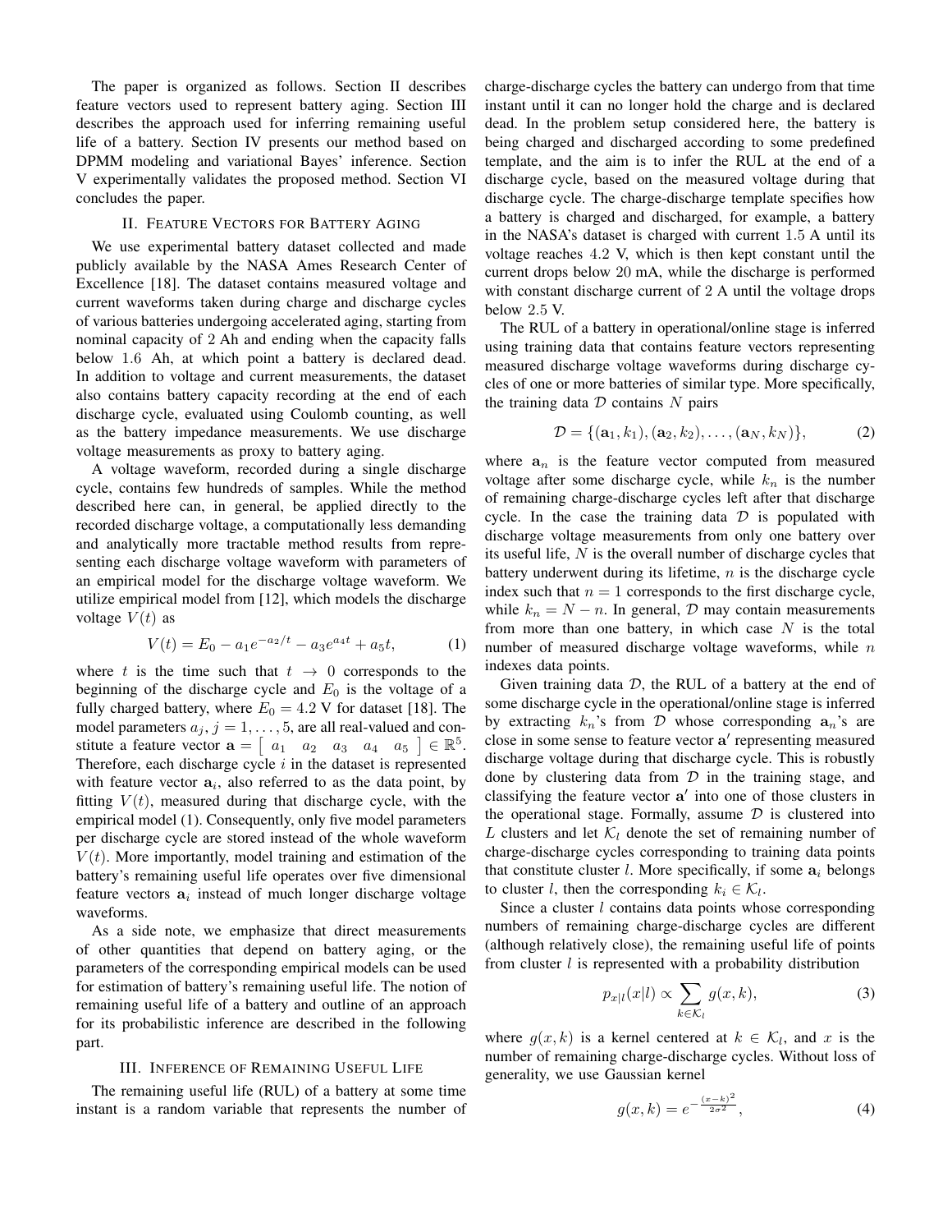The paper is organized as follows. Section II describes feature vectors used to represent battery aging. Section III describes the approach used for inferring remaining useful life of a battery. Section IV presents our method based on DPMM modeling and variational Bayes' inference. Section V experimentally validates the proposed method. Section VI concludes the paper.

## II. Feature Vectors for Battery Aging

We use experimental battery dataset collected and made publicly available by the NASA Ames Research Center of Excellence [18]. The dataset contains measured voltage and current waveforms taken during charge and discharge cycles of various batteries undergoing accelerated aging, starting from nominal capacity of 2 Ah and ending when the capacity falls below 1.6 Ah, at which point a battery is declared dead. In addition to voltage and current measurements, the dataset also contains battery capacity recording at the end of each discharge cycle, evaluated using Coulomb counting, as well as the battery impedance measurements. We use discharge voltage measurements as proxy to battery aging.

A voltage waveform, recorded during a single discharge cycle, contains few hundreds of samples. While the method described here can, in general, be applied directly to the recorded discharge voltage, a computationally less demanding and analytically more tractable method results from representing each discharge voltage waveform with parameters of an empirical model for the discharge voltage waveform. We utilize empirical model from [12], which models the discharge voltage $V(t)$ as

$$V(t) = E_0 - a_1 e^{-a_2/t} - a_3 e^{a_4 t} + a_5 t, \tag{1}$$

where $t$ is the time such that $t \to 0$ corresponds to the beginning of the discharge cycle and $E_0$ is the voltage of a fully charged battery, where $E_0 = 4.2$ V for dataset [18]. The model parameters $a_j$, $j = 1, \ldots, 5$, are all real-valued and constitute a feature vector $\mathbf{a} = \left[\begin{array}{ccccc} a_1 & a_2 & a_3 & a_4 & a_5 \end{array}\right] \in \mathbb{R}^5$. Therefore, each discharge cycle $i$ in the dataset is represented with feature vector $\mathbf{a}_i$, also referred to as the data point, by fitting $V(t)$, measured during that discharge cycle, with the empirical model (1). Consequently, only five model parameters per discharge cycle are stored instead of the whole waveform $V(t)$. More importantly, model training and estimation of the battery's remaining useful life operates over five dimensional feature vectors $\mathbf{a}_i$ instead of much longer discharge voltage waveforms.

As a side note, we emphasize that direct measurements of other quantities that depend on battery aging, or the parameters of the corresponding empirical models can be used for estimation of battery's remaining useful life. The notion of remaining useful life of a battery and outline of an approach for its probabilistic inference are described in the following part.

## III. Inference of Remaining Useful Life

The remaining useful life (RUL) of a battery at some time instant is a random variable that represents the number of charge-discharge cycles the battery can undergo from that time instant until it can no longer hold the charge and is declared dead. In the problem setup considered here, the battery is being charged and discharged according to some predefined template, and the aim is to infer the RUL at the end of a discharge cycle, based on the measured voltage during that discharge cycle. The charge-discharge template specifies how a battery is charged and discharged, for example, a battery in the NASA's dataset is charged with current 1.5 A until its voltage reaches 4.2 V, which is then kept constant until the current drops below 20 mA, while the discharge is performed with constant discharge current of 2 A until the voltage drops below 2.5 V.

The RUL of a battery in operational/online stage is inferred using training data that contains feature vectors representing measured discharge voltage waveforms during discharge cycles of one or more batteries of similar type. More specifically, the training data $\mathcal{D}$ contains $N$ pairs

$$\mathcal{D} = \{(\mathbf{a}_1, k_1), (\mathbf{a}_2, k_2), \ldots, (\mathbf{a}_N, k_N)\}, \tag{2}$$

where $\mathbf{a}_n$ is the feature vector computed from measured voltage after some discharge cycle, while $k_n$ is the number of remaining charge-discharge cycles left after that discharge cycle. In the case the training data $\mathcal{D}$ is populated with discharge voltage measurements from only one battery over its useful life, $N$ is the overall number of discharge cycles that battery underwent during its lifetime, $n$ is the discharge cycle index such that $n = 1$ corresponds to the first discharge cycle, while $k_n = N - n$. In general, $\mathcal{D}$ may contain measurements from more than one battery, in which case $N$ is the total number of measured discharge voltage waveforms, while $n$ indexes data points.

Given training data $\mathcal{D}$, the RUL of a battery at the end of some discharge cycle in the operational/online stage is inferred by extracting $k_n$'s from $\mathcal{D}$ whose corresponding $\mathbf{a}_n$'s are close in some sense to feature vector $\mathbf{a}'$ representing measured discharge voltage during that discharge cycle. This is robustly done by clustering data from $\mathcal{D}$ in the training stage, and classifying the feature vector $\mathbf{a}'$ into one of those clusters in the operational stage. Formally, assume $\mathcal{D}$ is clustered into $L$ clusters and let $\mathcal{K}_l$ denote the set of remaining number of charge-discharge cycles corresponding to training data points that constitute cluster $l$. More specifically, if some $\mathbf{a}_i$ belongs to cluster $l$, then the corresponding $k_i \in \mathcal{K}_l$.

Since a cluster $l$ contains data points whose corresponding numbers of remaining charge-discharge cycles are different (although relatively close), the remaining useful life of points from cluster $l$ is represented with a probability distribution

$$p_{x|l}(x|l) \propto \sum_{k \in \mathcal{K}_l} g(x, k), \tag{3}$$

where $g(x, k)$ is a kernel centered at $k \in \mathcal{K}_l$, and $x$ is the number of remaining charge-discharge cycles. Without loss of generality, we use Gaussian kernel

$$g(x, k) = e^{-\frac{(x-k)^2}{2\sigma^2}}, \tag{4}$$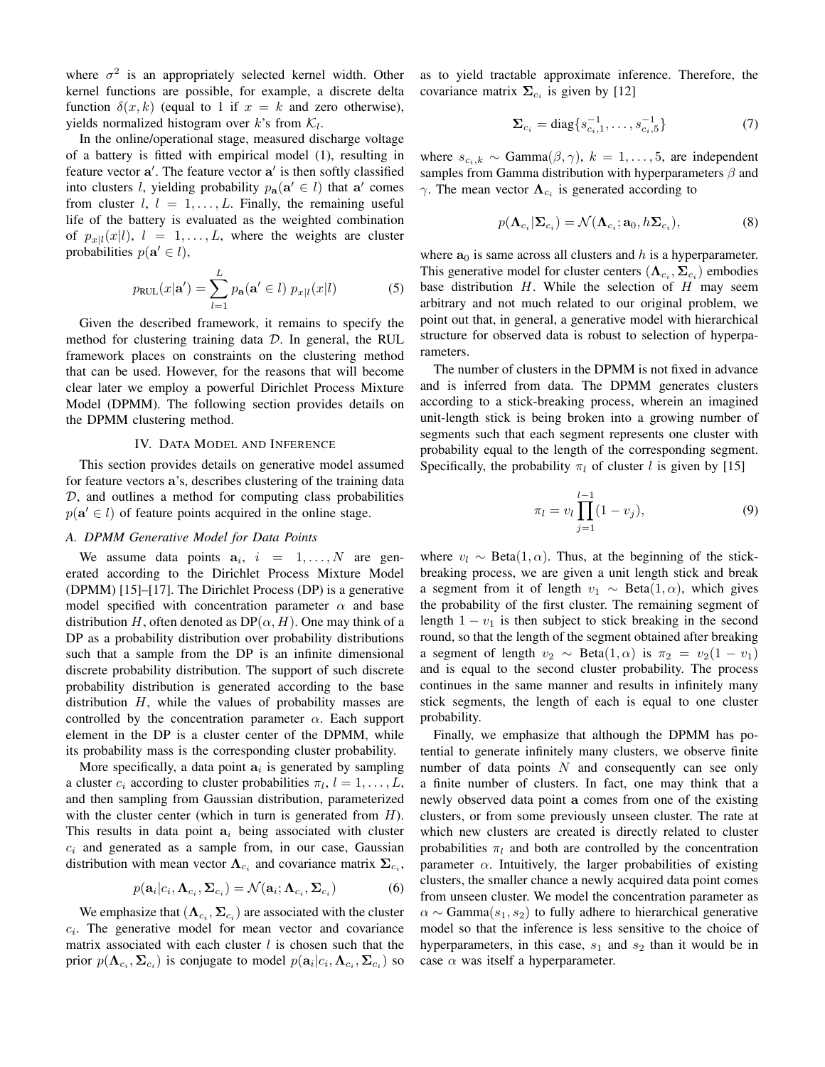where $\sigma^2$ is an appropriately selected kernel width. Other kernel functions are possible, for example, a discrete delta function $\delta(x, k)$ (equal to 1 if $x = k$ and zero otherwise), yields normalized histogram over $k$'s from $\mathcal{K}_l$.

In the online/operational stage, measured discharge voltage of a battery is fitted with empirical model (1), resulting in feature vector $\mathbf{a}'$. The feature vector $\mathbf{a}'$ is then softly classified into clusters $l$, yielding probability $p_{\mathbf{a}}(\mathbf{a}' \in l)$ that $\mathbf{a}'$ comes from cluster $l$, $l = 1, \ldots, L$. Finally, the remaining useful life of the battery is evaluated as the weighted combination of $p_{x|l}(x|l)$, $l = 1, \ldots, L$, where the weights are cluster probabilities $p(\mathbf{a}' \in l)$,

$$p_{\text{RUL}}(x|\mathbf{a}') = \sum_{l=1}^{L} p_{\mathbf{a}}(\mathbf{a}' \in l)\, p_{x|l}(x|l) \tag{5}$$

Given the described framework, it remains to specify the method for clustering training data $\mathcal{D}$. In general, the RUL framework places on constraints on the clustering method that can be used. However, for the reasons that will become clear later we employ a powerful Dirichlet Process Mixture Model (DPMM). The following section provides details on the DPMM clustering method.

## IV. Data Model and Inference

This section provides details on generative model assumed for feature vectors $\mathbf{a}$'s, describes clustering of the training data $\mathcal{D}$, and outlines a method for computing class probabilities $p(\mathbf{a}' \in l)$ of feature points acquired in the online stage.

### A. DPMM Generative Model for Data Points

We assume data points $\mathbf{a}_i$, $i = 1, \ldots, N$ are generated according to the Dirichlet Process Mixture Model (DPMM) [15]–[17]. The Dirichlet Process (DP) is a generative model specified with concentration parameter $\alpha$ and base distribution $H$, often denoted as $\text{DP}(\alpha, H)$. One may think of a DP as a probability distribution over probability distributions such that a sample from the DP is an infinite dimensional discrete probability distribution. The support of such discrete probability distribution is generated according to the base distribution $H$, while the values of probability masses are controlled by the concentration parameter $\alpha$. Each support element in the DP is a cluster center of the DPMM, while its probability mass is the corresponding cluster probability.

More specifically, a data point $\mathbf{a}_i$ is generated by sampling a cluster $c_i$ according to cluster probabilities $\pi_l$, $l = 1, \ldots, L$, and then sampling from Gaussian distribution, parameterized with the cluster center (which in turn is generated from $H$). This results in data point $\mathbf{a}_i$ being associated with cluster $c_i$ and generated as a sample from, in our case, Gaussian distribution with mean vector $\mathbf{\Lambda}_{c_i}$ and covariance matrix $\mathbf{\Sigma}_{c_i}$,

$$p(\mathbf{a}_i | c_i, \mathbf{\Lambda}_{c_i}, \mathbf{\Sigma}_{c_i}) = \mathcal{N}(\mathbf{a}_i; \mathbf{\Lambda}_{c_i}, \mathbf{\Sigma}_{c_i}) \tag{6}$$

We emphasize that $(\mathbf{\Lambda}_{c_i}, \mathbf{\Sigma}_{c_i})$ are associated with the cluster $c_i$. The generative model for mean vector and covariance matrix associated with each cluster $l$ is chosen such that the prior $p(\mathbf{\Lambda}_{c_i}, \mathbf{\Sigma}_{c_i})$ is conjugate to model $p(\mathbf{a}_i | c_i, \mathbf{\Lambda}_{c_i}, \mathbf{\Sigma}_{c_i})$ so as to yield tractable approximate inference. Therefore, the covariance matrix $\mathbf{\Sigma}_{c_i}$ is given by [12]

$$\mathbf{\Sigma}_{c_i} = \text{diag}\{s_{c_i,1}^{-1}, \ldots, s_{c_i,5}^{-1}\} \tag{7}$$

where $s_{c_i,k} \sim \text{Gamma}(\beta, \gamma)$, $k = 1, \ldots, 5$, are independent samples from Gamma distribution with hyperparameters $\beta$ and $\gamma$. The mean vector $\mathbf{\Lambda}_{c_i}$ is generated according to

$$p(\mathbf{\Lambda}_{c_i} | \mathbf{\Sigma}_{c_i}) = \mathcal{N}(\mathbf{\Lambda}_{c_i}; \mathbf{a}_0, h\mathbf{\Sigma}_{c_i}), \tag{8}$$

where $\mathbf{a}_0$ is same across all clusters and $h$ is a hyperparameter. This generative model for cluster centers $(\mathbf{\Lambda}_{c_i}, \mathbf{\Sigma}_{c_i})$ embodies base distribution $H$. While the selection of $H$ may seem arbitrary and not much related to our original problem, we point out that, in general, a generative model with hierarchical structure for observed data is robust to selection of hyperparameters.

The number of clusters in the DPMM is not fixed in advance and is inferred from data. The DPMM generates clusters according to a stick-breaking process, wherein an imagined unit-length stick is being broken into a growing number of segments such that each segment represents one cluster with probability equal to the length of the corresponding segment. Specifically, the probability $\pi_l$ of cluster $l$ is given by [15]

$$\pi_l = v_l \prod_{j=1}^{l-1} (1 - v_j), \tag{9}$$

where $v_l \sim \text{Beta}(1, \alpha)$. Thus, at the beginning of the stick-breaking process, we are given a unit length stick and break a segment from it of length $v_1 \sim \text{Beta}(1, \alpha)$, which gives the probability of the first cluster. The remaining segment of length $1 - v_1$ is then subject to stick breaking in the second round, so that the length of the segment obtained after breaking a segment of length $v_2 \sim \text{Beta}(1, \alpha)$ is $\pi_2 = v_2(1 - v_1)$ and is equal to the second cluster probability. The process continues in the same manner and results in infinitely many stick segments, the length of each is equal to one cluster probability.

Finally, we emphasize that although the DPMM has potential to generate infinitely many clusters, we observe finite number of data points $N$ and consequently can see only a finite number of clusters. In fact, one may think that a newly observed data point $\mathbf{a}$ comes from one of the existing clusters, or from some previously unseen cluster. The rate at which new clusters are created is directly related to cluster probabilities $\pi_l$ and both are controlled by the concentration parameter $\alpha$. Intuitively, the larger probabilities of existing clusters, the smaller chance a newly acquired data point comes from unseen cluster. We model the concentration parameter as $\alpha \sim \text{Gamma}(s_1, s_2)$ to fully adhere to hierarchical generative model so that the inference is less sensitive to the choice of hyperparameters, in this case, $s_1$ and $s_2$ than it would be in case $\alpha$ was itself a hyperparameter.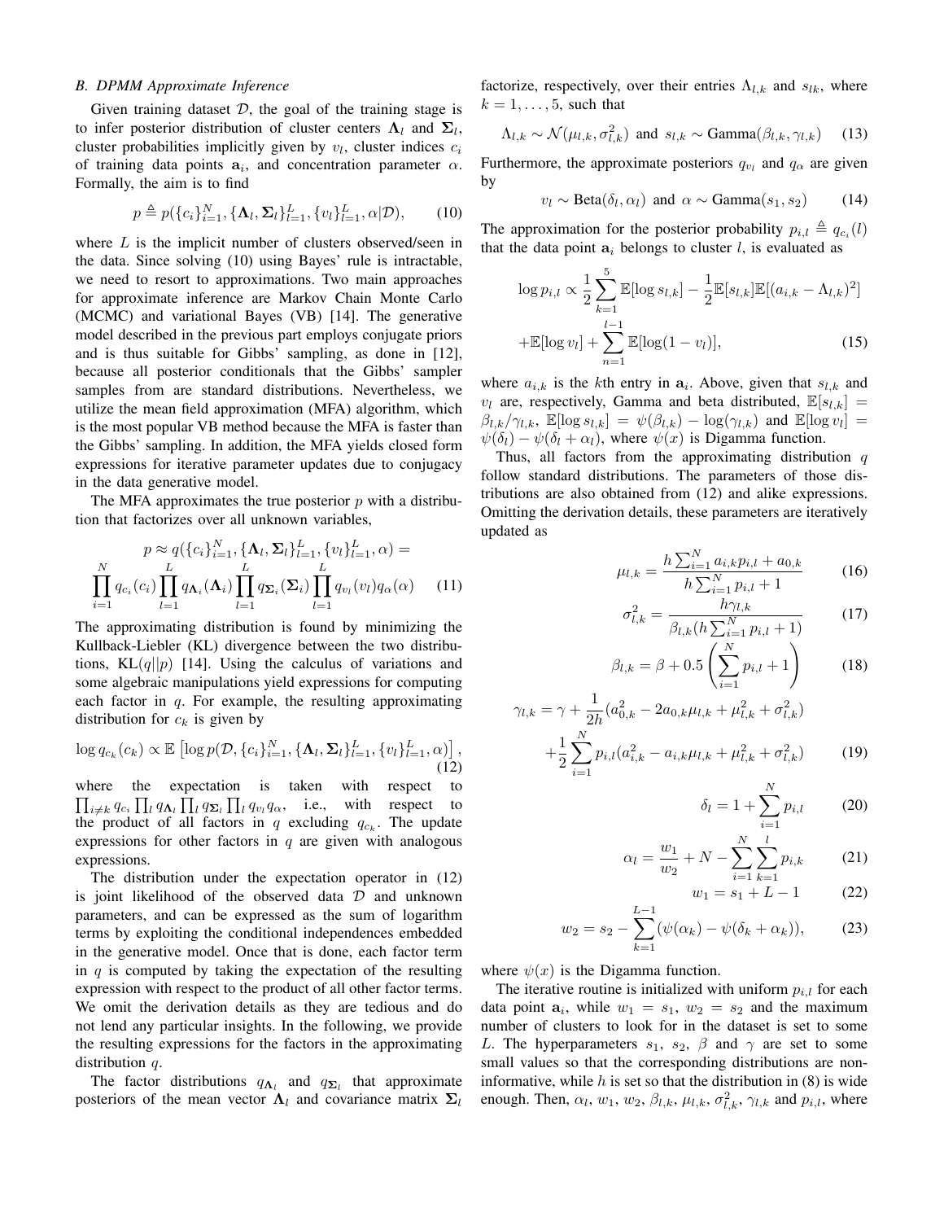### B. DPMM Approximate Inference

Given training dataset $\mathcal{D}$, the goal of the training stage is to infer posterior distribution of cluster centers $\mathbf{\Lambda}_l$ and $\mathbf{\Sigma}_l$, cluster probabilities implicitly given by $v_l$, cluster indices $c_i$ of training data points $\mathbf{a}_i$, and concentration parameter $\alpha$. Formally, the aim is to find

$$p \triangleq p(\{c_i\}_{i=1}^N, \{\mathbf{\Lambda}_l, \mathbf{\Sigma}_l\}_{l=1}^L, \{v_l\}_{l=1}^L, \alpha | \mathcal{D}), \tag{10}$$

where $L$ is the implicit number of clusters observed/seen in the data. Since solving (10) using Bayes' rule is intractable, we need to resort to approximations. Two main approaches for approximate inference are Markov Chain Monte Carlo (MCMC) and variational Bayes (VB) [14]. The generative model described in the previous part employs conjugate priors and is thus suitable for Gibbs' sampling, as done in [12], because all posterior conditionals that the Gibbs' sampler samples from are standard distributions. Nevertheless, we utilize the mean field approximation (MFA) algorithm, which is the most popular VB method because the MFA is faster than the Gibbs' sampling. In addition, the MFA yields closed form expressions for iterative parameter updates due to conjugacy in the data generative model.

The MFA approximates the true posterior $p$ with a distribution that factorizes over all unknown variables,

$$p \approx q(\{c_i\}_{i=1}^N, \{\mathbf{\Lambda}_l, \mathbf{\Sigma}_l\}_{l=1}^L, \{v_l\}_{l=1}^L, \alpha) = \prod_{i=1}^N q_{c_i}(c_i) \prod_{l=1}^L q_{\mathbf{\Lambda}_l}(\mathbf{\Lambda}_i) \prod_{l=1}^L q_{\mathbf{\Sigma}_l}(\mathbf{\Sigma}_i) \prod_{l=1}^L q_{v_l}(v_l) q_\alpha(\alpha) \tag{11}$$

The approximating distribution is found by minimizing the Kullback-Liebler (KL) divergence between the two distributions, $\text{KL}(q||p)$ [14]. Using the calculus of variations and some algebraic manipulations yield expressions for computing each factor in $q$. For example, the resulting approximating distribution for $c_k$ is given by

$$\log q_{c_k}(c_k) \propto \mathbb{E}\left[\log p(\mathcal{D}, \{c_i\}_{i=1}^N, \{\mathbf{\Lambda}_l, \mathbf{\Sigma}_l\}_{l=1}^L, \{v_l\}_{l=1}^L, \alpha)\right], \tag{12}$$

where the expectation is taken with respect to $\prod_{i \neq k} q_{c_i} \prod_l q_{\mathbf{\Lambda}_l} \prod_l q_{\mathbf{\Sigma}_l} \prod_l q_{v_l} q_\alpha$, i.e., with respect to the product of all factors in $q$ excluding $q_{c_k}$. The update expressions for other factors in $q$ are given with analogous expressions.

The distribution under the expectation operator in (12) is joint likelihood of the observed data $\mathcal{D}$ and unknown parameters, and can be expressed as the sum of logarithm terms by exploiting the conditional independences embedded in the generative model. Once that is done, each factor term in $q$ is computed by taking the expectation of the resulting expression with respect to the product of all other factor terms. We omit the derivation details as they are tedious and do not lend any particular insights. In the following, we provide the resulting expressions for the factors in the approximating distribution $q$.

The factor distributions $q_{\mathbf{\Lambda}_l}$ and $q_{\mathbf{\Sigma}_l}$ that approximate posteriors of the mean vector $\mathbf{\Lambda}_l$ and covariance matrix $\mathbf{\Sigma}_l$ factorize, respectively, over their entries $\Lambda_{l,k}$ and $s_{lk}$, where $k = 1, \dots, 5$, such that

$$\Lambda_{l,k} \sim \mathcal{N}(\mu_{l,k}, \sigma_{l,k}^2) \text{ and } s_{l,k} \sim \text{Gamma}(\beta_{l,k}, \gamma_{l,k}) \tag{13}$$

Furthermore, the approximate posteriors $q_{v_l}$ and $q_\alpha$ are given by

$$v_l \sim \text{Beta}(\delta_l, \alpha_l) \text{ and } \alpha \sim \text{Gamma}(s_1, s_2) \tag{14}$$

The approximation for the posterior probability $p_{i,l} \triangleq q_{c_i}(l)$ that the data point $\mathbf{a}_i$ belongs to cluster $l$, is evaluated as

$$\log p_{i,l} \propto \frac{1}{2}\sum_{k=1}^5 \mathbb{E}[\log s_{l,k}] - \frac{1}{2}\mathbb{E}[s_{l,k}]\mathbb{E}[(a_{i,k} - \Lambda_{l,k})^2] + \mathbb{E}[\log v_l] + \sum_{n=1}^{l-1} \mathbb{E}[\log(1 - v_l)], \tag{15}$$

where $a_{i,k}$ is the $k$th entry in $\mathbf{a}_i$. Above, given that $s_{l,k}$ and $v_l$ are, respectively, Gamma and beta distributed, $\mathbb{E}[s_{l,k}] = \beta_{l,k}/\gamma_{l,k}$, $\mathbb{E}[\log s_{l,k}] = \psi(\beta_{l,k}) - \log(\gamma_{l,k})$ and $\mathbb{E}[\log v_l] = \psi(\delta_l) - \psi(\delta_l + \alpha_l)$, where $\psi(x)$ is Digamma function.

Thus, all factors from the approximating distribution $q$ follow standard distributions. The parameters of those distributions are also obtained from (12) and alike expressions. Omitting the derivation details, these parameters are iteratively updated as

$$\mu_{l,k} = \frac{h\sum_{i=1}^N a_{i,k}p_{i,l} + a_{0,k}}{h\sum_{i=1}^N p_{i,l} + 1} \tag{16}$$

$$\sigma_{l,k}^2 = \frac{h\gamma_{l,k}}{\beta_{l,k}(h\sum_{i=1}^N p_{i,l} + 1)} \tag{17}$$

$$\beta_{l,k} = \beta + 0.5\left(\sum_{i=1}^N p_{i,l} + 1\right) \tag{18}$$

$$\gamma_{l,k} = \gamma + \frac{1}{2h}(a_{0,k}^2 - 2a_{0,k}\mu_{l,k} + \mu_{l,k}^2 + \sigma_{l,k}^2) + \frac{1}{2}\sum_{i=1}^N p_{i,l}(a_{i,k}^2 - a_{i,k}\mu_{l,k} + \mu_{l,k}^2 + \sigma_{l,k}^2) \tag{19}$$

$$\delta_l = 1 + \sum_{i=1}^N p_{i,l} \tag{20}$$

$$\alpha_l = \frac{w_1}{w_2} + N - \sum_{i=1}^N \sum_{k=1}^l p_{i,k} \tag{21}$$

$$w_1 = s_1 + L - 1 \tag{22}$$

$$w_2 = s_2 - \sum_{k=1}^{L-1}(\psi(\alpha_k) - \psi(\delta_k + \alpha_k)), \tag{23}$$

where $\psi(x)$ is the Digamma function.

The iterative routine is initialized with uniform $p_{i,l}$ for each data point $\mathbf{a}_i$, while $w_1 = s_1$, $w_2 = s_2$ and the maximum number of clusters to look for in the dataset is set to some $L$. The hyperparameters $s_1$, $s_2$, $\beta$ and $\gamma$ are set to some small values so that the corresponding distributions are non-informative, while $h$ is set so that the distribution in (8) is wide enough. Then, $\alpha_l$, $w_1$, $w_2$, $\beta_{l,k}$, $\mu_{l,k}$, $\sigma_{l,k}^2$, $\gamma_{l,k}$ and $p_{i,l}$, where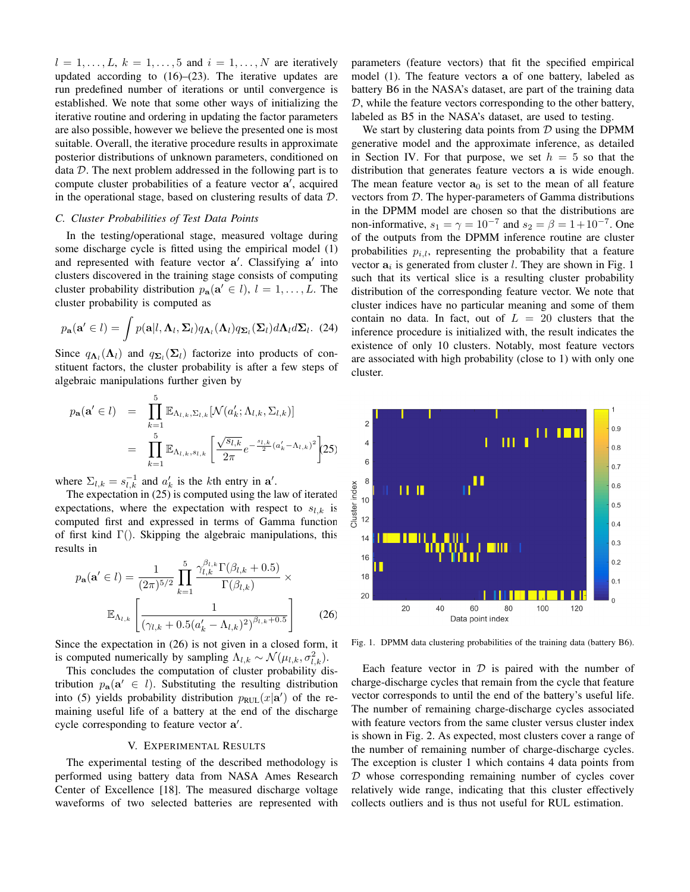$l = 1, \dots, L$, $k = 1, \dots, 5$ and $i = 1, \dots, N$ are iteratively updated according to (16)–(23). The iterative updates are run predefined number of iterations or until convergence is established. We note that some other ways of initializing the iterative routine and ordering in updating the factor parameters are also possible, however we believe the presented one is most suitable. Overall, the iterative procedure results in approximate posterior distributions of unknown parameters, conditioned on data $\mathcal{D}$. The next problem addressed in the following part is to compute cluster probabilities of a feature vector $\mathbf{a}'$, acquired in the operational stage, based on clustering results of data $\mathcal{D}$.

### C. Cluster Probabilities of Test Data Points

In the testing/operational stage, measured voltage during some discharge cycle is fitted using the empirical model (1) and represented with feature vector $\mathbf{a}'$. Classifying $\mathbf{a}'$ into clusters discovered in the training stage consists of computing cluster probability distribution $p_{\mathbf{a}}(\mathbf{a}' \in l)$, $l = 1, \dots, L$. The cluster probability is computed as

$$p_{\mathbf{a}}(\mathbf{a}' \in l) = \int p(\mathbf{a}|l, \mathbf{\Lambda}_l, \mathbf{\Sigma}_l) q_{\mathbf{\Lambda}_l}(\mathbf{\Lambda}_l) q_{\mathbf{\Sigma}_l}(\mathbf{\Sigma}_l) d\mathbf{\Lambda}_l d\mathbf{\Sigma}_l. \quad (24)$$

Since $q_{\mathbf{\Lambda}_l}(\mathbf{\Lambda}_l)$ and $q_{\mathbf{\Sigma}_l}(\mathbf{\Sigma}_l)$ factorize into products of constituent factors, the cluster probability is after a few steps of algebraic manipulations further given by

$$\begin{aligned} p_{\mathbf{a}}(\mathbf{a}' \in l) &= \prod_{k=1}^{5} \mathbb{E}_{\Lambda_{l,k}, \Sigma_{l,k}} [\mathcal{N}(a'_k; \Lambda_{l,k}, \Sigma_{l,k})] \\ &= \prod_{k=1}^{5} \mathbb{E}_{\Lambda_{l,k}, s_{l,k}} \left[ \frac{\sqrt{s_{l,k}}}{2\pi} e^{-\frac{s_{l,k}}{2}(a'_k - \Lambda_{l,k})^2} \right] \end{aligned} \quad (25)$$

where $\Sigma_{l,k} = s_{l,k}^{-1}$ and $a'_k$ is the $k$th entry in $\mathbf{a}'$.

The expectation in (25) is computed using the law of iterated expectations, where the expectation with respect to $s_{l,k}$ is computed first and expressed in terms of Gamma function of first kind $\Gamma()$. Skipping the algebraic manipulations, this results in

$$p_{\mathbf{a}}(\mathbf{a}' \in l) = \frac{1}{(2\pi)^{5/2}} \prod_{k=1}^{5} \frac{\gamma_{l,k}^{\beta_{l,k}} \Gamma(\beta_{l,k} + 0.5)}{\Gamma(\beta_{l,k})} \times \mathbb{E}_{\Lambda_{l,k}} \left[ \frac{1}{(\gamma_{l,k} + 0.5(a'_k - \Lambda_{l,k})^2)^{\beta_{l,k}+0.5}} \right] \quad (26)$$

Since the expectation in (26) is not given in a closed form, it is computed numerically by sampling $\Lambda_{l,k} \sim \mathcal{N}(\mu_{l,k}, \sigma_{l,k}^2)$.

This concludes the computation of cluster probability distribution $p_{\mathbf{a}}(\mathbf{a}' \in l)$. Substituting the resulting distribution into (5) yields probability distribution $p_{\text{RUL}}(x|\mathbf{a}')$ of the remaining useful life of a battery at the end of the discharge cycle corresponding to feature vector $\mathbf{a}'$.

## V. Experimental Results

The experimental testing of the described methodology is performed using battery data from NASA Ames Research Center of Excellence [18]. The measured discharge voltage waveforms of two selected batteries are represented with parameters (feature vectors) that fit the specified empirical model (1). The feature vectors $\mathbf{a}$ of one battery, labeled as battery B6 in the NASA's dataset, are part of the training data $\mathcal{D}$, while the feature vectors corresponding to the other battery, labeled as B5 in the NASA's dataset, are used to testing.

We start by clustering data points from $\mathcal{D}$ using the DPMM generative model and the approximate inference, as detailed in Section IV. For that purpose, we set $h = 5$ so that the distribution that generates feature vectors $\mathbf{a}$ is wide enough. The mean feature vector $\mathbf{a}_0$ is set to the mean of all feature vectors from $\mathcal{D}$. The hyper-parameters of Gamma distributions in the DPMM model are chosen so that the distributions are non-informative, $s_1 = \gamma = 10^{-7}$ and $s_2 = \beta = 1 + 10^{-7}$. One of the outputs from the DPMM inference routine are cluster probabilities $p_{i,l}$, representing the probability that a feature vector $\mathbf{a}_i$ is generated from cluster $l$. They are shown in Fig. 1 such that its vertical slice is a resulting cluster probability distribution of the corresponding feature vector. We note that cluster indices have no particular meaning and some of them contain no data. In fact, out of $L = 20$ clusters that the inference procedure is initialized with, the result indicates the existence of only 10 clusters. Notably, most feature vectors are associated with high probability (close to 1) with only one cluster.

Fig. 1. DPMM data clustering probabilities of the training data (battery B6).

Each feature vector in $\mathcal{D}$ is paired with the number of charge-discharge cycles that remain from the cycle that feature vector corresponds to until the end of the battery's useful life. The number of remaining charge-discharge cycles associated with feature vectors from the same cluster versus cluster index is shown in Fig. 2. As expected, most clusters cover a range of the number of remaining number of charge-discharge cycles. The exception is cluster 1 which contains 4 data points from $\mathcal{D}$ whose corresponding remaining number of cycles cover relatively wide range, indicating that this cluster effectively collects outliers and is thus not useful for RUL estimation.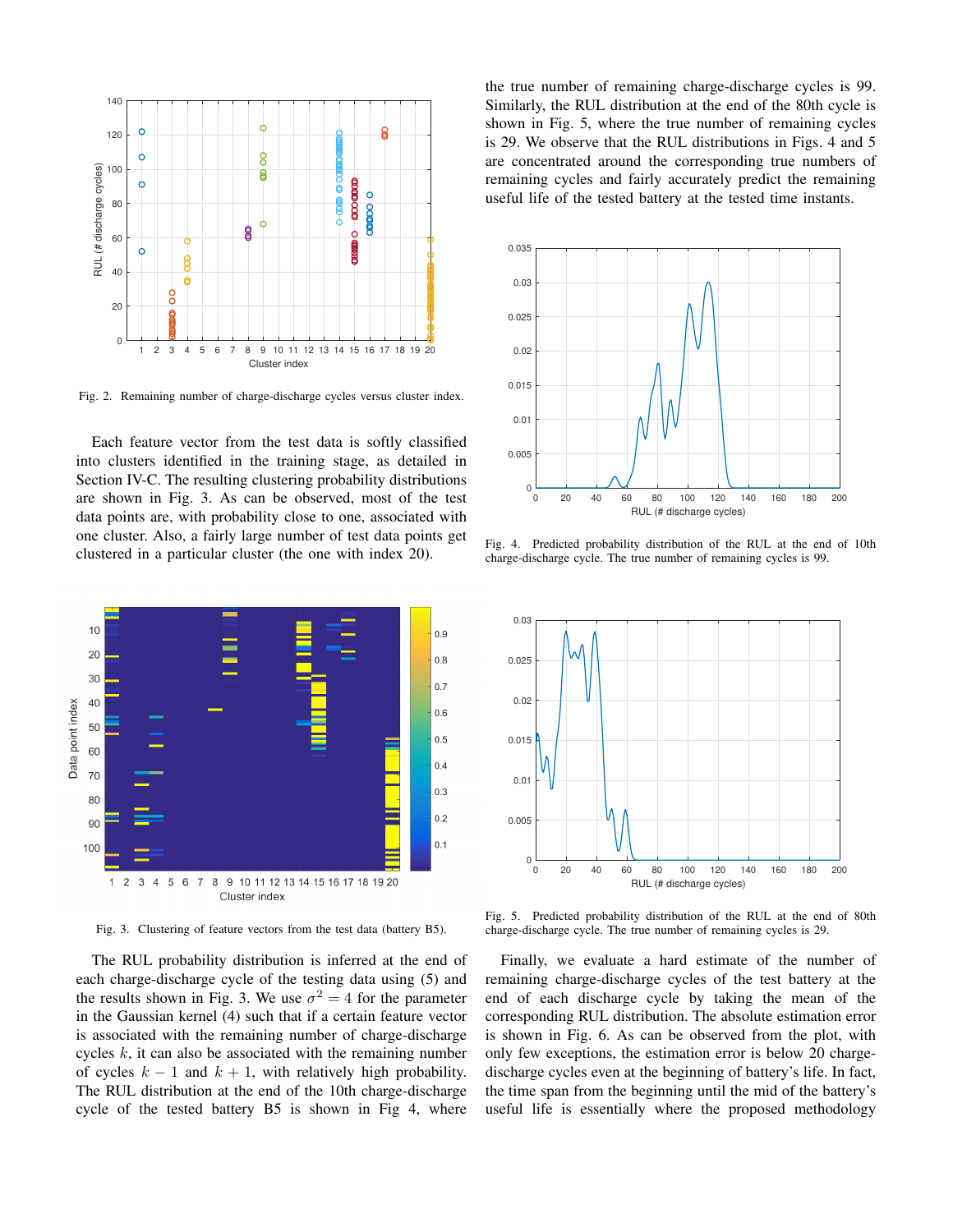Fig. 2. Remaining number of charge-discharge cycles versus cluster index.

Each feature vector from the test data is softly classified into clusters identified in the training stage, as detailed in Section IV-C. The resulting clustering probability distributions are shown in Fig. 3. As can be observed, most of the test data points are, with probability close to one, associated with one cluster. Also, a fairly large number of test data points get clustered in a particular cluster (the one with index 20).

Fig. 3. Clustering of feature vectors from the test data (battery B5).

The RUL probability distribution is inferred at the end of each charge-discharge cycle of the testing data using (5) and the results shown in Fig. 3. We use $\sigma^2 = 4$ for the parameter in the Gaussian kernel (4) such that if a certain feature vector is associated with the remaining number of charge-discharge cycles $k$, it can also be associated with the remaining number of cycles $k-1$ and $k+1$, with relatively high probability. The RUL distribution at the end of the 10th charge-discharge cycle of the tested battery B5 is shown in Fig 4, where the true number of remaining charge-discharge cycles is 99. Similarly, the RUL distribution at the end of the 80th cycle is shown in Fig. 5, where the true number of remaining cycles is 29. We observe that the RUL distributions in Figs. 4 and 5 are concentrated around the corresponding true numbers of remaining cycles and fairly accurately predict the remaining useful life of the tested battery at the tested time instants.

Fig. 4. Predicted probability distribution of the RUL at the end of 10th charge-discharge cycle. The true number of remaining cycles is 99.

Fig. 5. Predicted probability distribution of the RUL at the end of 80th charge-discharge cycle. The true number of remaining cycles is 29.

Finally, we evaluate a hard estimate of the number of remaining charge-discharge cycles of the test battery at the end of each discharge cycle by taking the mean of the corresponding RUL distribution. The absolute estimation error is shown in Fig. 6. As can be observed from the plot, with only few exceptions, the estimation error is below 20 charge-discharge cycles even at the beginning of battery's life. In fact, the time span from the beginning until the mid of the battery's useful life is essentially where the proposed methodology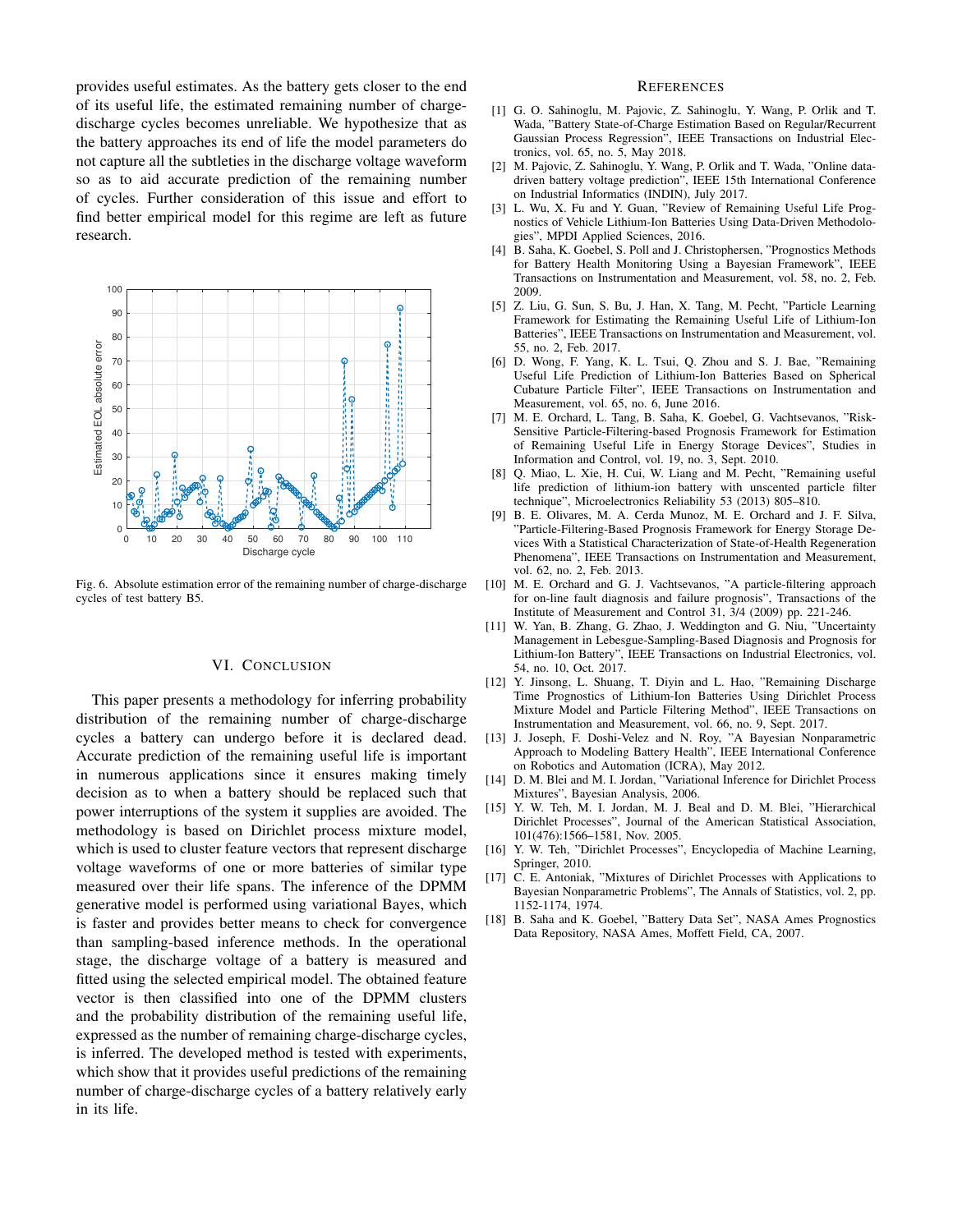provides useful estimates. As the battery gets closer to the end of its useful life, the estimated remaining number of charge-discharge cycles becomes unreliable. We hypothesize that as the battery approaches its end of life the model parameters do not capture all the subtleties in the discharge voltage waveform so as to aid accurate prediction of the remaining number of cycles. Further consideration of this issue and effort to find better empirical model for this regime are left as future research.

Estimated EOL absolute error

0
10
20
30
40
50
60
70
80
90
100

0 10 20 30 40 50 60 70 80 90 100 110

Discharge cycle

Fig. 6. Absolute estimation error of the remaining number of charge-discharge cycles of test battery B5.

## VI. Conclusion

This paper presents a methodology for inferring probability distribution of the remaining number of charge-discharge cycles a battery can undergo before it is declared dead. Accurate prediction of the remaining useful life is important in numerous applications since it ensures making timely decision as to when a battery should be replaced such that power interruptions of the system it supplies are avoided. The methodology is based on Dirichlet process mixture model, which is used to cluster feature vectors that represent discharge voltage waveforms of one or more batteries of similar type measured over their life spans. The inference of the DPMM generative model is performed using variational Bayes, which is faster and provides better means to check for convergence than sampling-based inference methods. In the operational stage, the discharge voltage of a battery is measured and fitted using the selected empirical model. The obtained feature vector is then classified into one of the DPMM clusters and the probability distribution of the remaining useful life, expressed as the number of remaining charge-discharge cycles, is inferred. The developed method is tested with experiments, which show that it provides useful predictions of the remaining number of charge-discharge cycles of a battery relatively early in its life.

## References

[1] G. O. Sahinoglu, M. Pajovic, Z. Sahinoglu, Y. Wang, P. Orlik and T. Wada, "Battery State-of-Charge Estimation Based on Regular/Recurrent Gaussian Process Regression", IEEE Transactions on Industrial Electronics, vol. 65, no. 5, May 2018.

[2] M. Pajovic, Z. Sahinoglu, Y. Wang, P. Orlik and T. Wada, "Online data-driven battery voltage prediction", IEEE 15th International Conference on Industrial Informatics (INDIN), July 2017.

[3] L. Wu, X. Fu and Y. Guan, "Review of Remaining Useful Life Prognostics of Vehicle Lithium-Ion Batteries Using Data-Driven Methodologies", MPDI Applied Sciences, 2016.

[4] B. Saha, K. Goebel, S. Poll and J. Christophersen, "Prognostics Methods for Battery Health Monitoring Using a Bayesian Framework", IEEE Transactions on Instrumentation and Measurement, vol. 58, no. 2, Feb. 2009.

[5] Z. Liu, G. Sun, S. Bu, J. Han, X. Tang, M. Pecht, "Particle Learning Framework for Estimating the Remaining Useful Life of Lithium-Ion Batteries", IEEE Transactions on Instrumentation and Measurement, vol. 55, no. 2, Feb. 2017.

[6] D. Wong, F. Yang, K. L. Tsui, Q. Zhou and S. J. Bae, "Remaining Useful Life Prediction of Lithium-Ion Batteries Based on Spherical Cubature Particle Filter", IEEE Transactions on Instrumentation and Measurement, vol. 65, no. 6, June 2016.

[7] M. E. Orchard, L. Tang, B. Saha, K. Goebel, G. Vachtsevanos, "Risk-Sensitive Particle-Filtering-based Prognosis Framework for Estimation of Remaining Useful Life in Energy Storage Devices", Studies in Information and Control, vol. 19, no. 3, Sept. 2010.

[8] Q. Miao, L. Xie, H. Cui, W. Liang and M. Pecht, "Remaining useful life prediction of lithium-ion battery with unscented particle filter technique", Microelectronics Reliability 53 (2013) 805–810.

[9] B. E. Olivares, M. A. Cerda Munoz, M. E. Orchard and J. F. Silva, "Particle-Filtering-Based Prognosis Framework for Energy Storage Devices With a Statistical Characterization of State-of-Health Regeneration Phenomena", IEEE Transactions on Instrumentation and Measurement, vol. 62, no. 2, Feb. 2013.

[10] M. E. Orchard and G. J. Vachtsevanos, "A particle-filtering approach for on-line fault diagnosis and failure prognosis", Transactions of the Institute of Measurement and Control 31, 3/4 (2009) pp. 221-246.

[11] W. Yan, B. Zhang, G. Zhao, J. Weddington and G. Niu, "Uncertainty Management in Lebesgue-Sampling-Based Diagnosis and Prognosis for Lithium-Ion Battery", IEEE Transactions on Industrial Electronics, vol. 54, no. 10, Oct. 2017.

[12] Y. Jinsong, L. Shuang, T. Diyin and L. Hao, "Remaining Discharge Time Prognostics of Lithium-Ion Batteries Using Dirichlet Process Mixture Model and Particle Filtering Method", IEEE Transactions on Instrumentation and Measurement, vol. 66, no. 9, Sept. 2017.

[13] J. Joseph, F. Doshi-Velez and N. Roy, "A Bayesian Nonparametric Approach to Modeling Battery Health", IEEE International Conference on Robotics and Automation (ICRA), May 2012.

[14] D. M. Blei and M. I. Jordan, "Variational Inference for Dirichlet Process Mixtures", Bayesian Analysis, 2006.

[15] Y. W. Teh, M. I. Jordan, M. J. Beal and D. M. Blei, "Hierarchical Dirichlet Processes", Journal of the American Statistical Association, 101(476):1566–1581, Nov. 2005.

[16] Y. W. Teh, "Dirichlet Processes", Encyclopedia of Machine Learning, Springer, 2010.

[17] C. E. Antoniak, "Mixtures of Dirichlet Processes with Applications to Bayesian Nonparametric Problems", The Annals of Statistics, vol. 2, pp. 1152-1174, 1974.

[18] B. Saha and K. Goebel, "Battery Data Set", NASA Ames Prognostics Data Repository, NASA Ames, Moffett Field, CA, 2007.